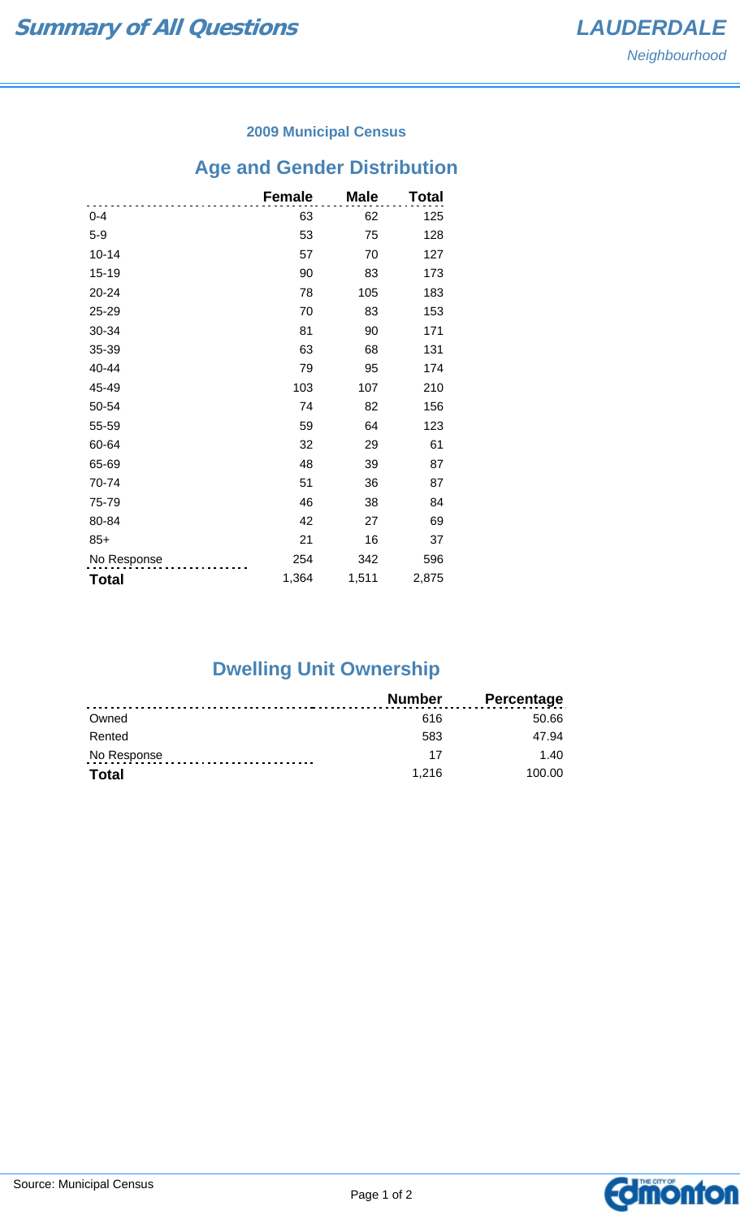# Summary of All Questions

*LAUDERDALE*
*Neighbourhood*

### 2009 Municipal Census

## Age and Gender Distribution

| | Female | Male | Total |
|---|---|---|---|
| 0-4 | 63 | 62 | 125 |
| 5-9 | 53 | 75 | 128 |
| 10-14 | 57 | 70 | 127 |
| 15-19 | 90 | 83 | 173 |
| 20-24 | 78 | 105 | 183 |
| 25-29 | 70 | 83 | 153 |
| 30-34 | 81 | 90 | 171 |
| 35-39 | 63 | 68 | 131 |
| 40-44 | 79 | 95 | 174 |
| 45-49 | 103 | 107 | 210 |
| 50-54 | 74 | 82 | 156 |
| 55-59 | 59 | 64 | 123 |
| 60-64 | 32 | 29 | 61 |
| 65-69 | 48 | 39 | 87 |
| 70-74 | 51 | 36 | 87 |
| 75-79 | 46 | 38 | 84 |
| 80-84 | 42 | 27 | 69 |
| 85+ | 21 | 16 | 37 |
| No Response | 254 | 342 | 596 |
| **Total** | 1,364 | 1,511 | 2,875 |

## Dwelling Unit Ownership

| | Number | Percentage |
|---|---|---|
| Owned | 616 | 50.66 |
| Rented | 583 | 47.94 |
| No Response | 17 | 1.40 |
| **Total** | 1,216 | 100.00 |

Source: Municipal Census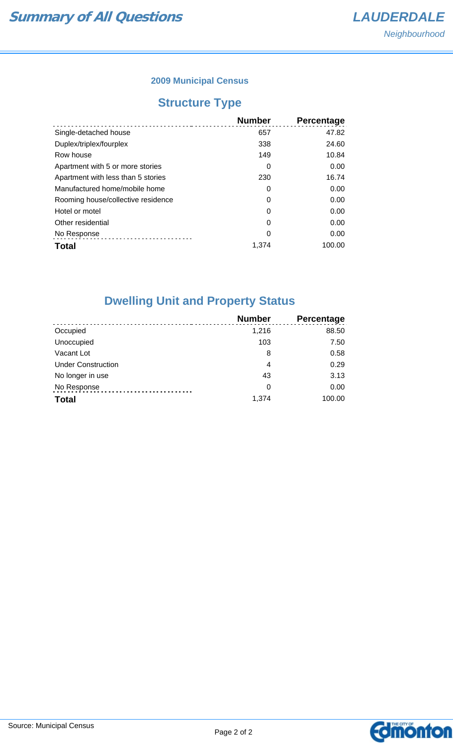# Summary of All Questions

## LAUDERDALE
*Neighbourhood*

**2009 Municipal Census**

## Structure Type

| | Number | Percentage |
|---|---|---|
| Single-detached house | 657 | 47.82 |
| Duplex/triplex/fourplex | 338 | 24.60 |
| Row house | 149 | 10.84 |
| Apartment with 5 or more stories | 0 | 0.00 |
| Apartment with less than 5 stories | 230 | 16.74 |
| Manufactured home/mobile home | 0 | 0.00 |
| Rooming house/collective residence | 0 | 0.00 |
| Hotel or motel | 0 | 0.00 |
| Other residential | 0 | 0.00 |
| No Response | 0 | 0.00 |
| **Total** | 1,374 | 100.00 |

## Dwelling Unit and Property Status

| | Number | Percentage |
|---|---|---|
| Occupied | 1,216 | 88.50 |
| Unoccupied | 103 | 7.50 |
| Vacant Lot | 8 | 0.58 |
| Under Construction | 4 | 0.29 |
| No longer in use | 43 | 3.13 |
| No Response | 0 | 0.00 |
| **Total** | 1,374 | 100.00 |

Source: Municipal Census